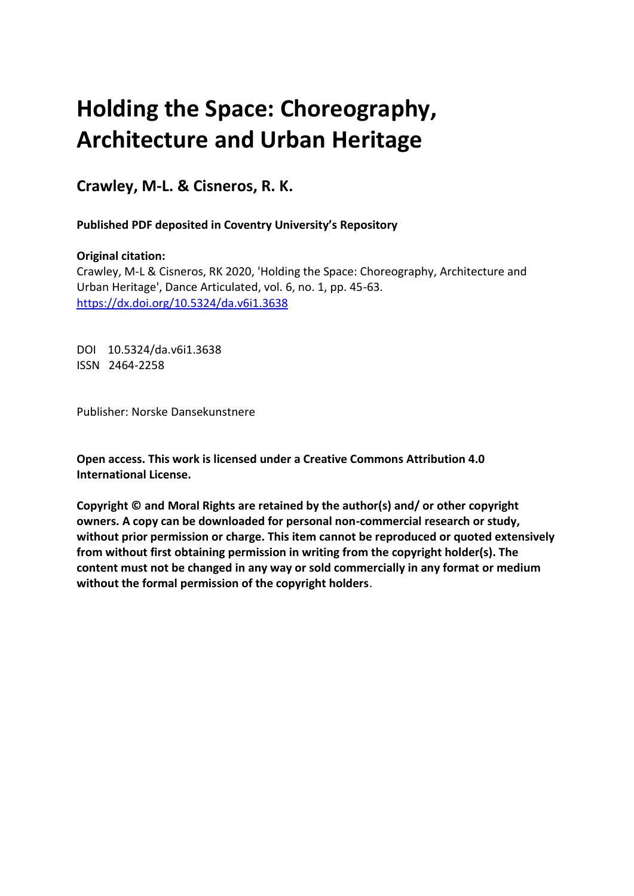# Holding the Space: Choreography, Architecture and Urban Heritage

## Crawley, M-L. & Cisneros, R. K.

**Published PDF deposited in Coventry University's Repository**

**Original citation:**
Crawley, M-L & Cisneros, RK 2020, 'Holding the Space: Choreography, Architecture and Urban Heritage', Dance Articulated, vol. 6, no. 1, pp. 45-63.
https://dx.doi.org/10.5324/da.v6i1.3638

DOI 10.5324/da.v6i1.3638
ISSN 2464-2258

Publisher: Norske Dansekunstnere

**Open access. This work is licensed under a Creative Commons Attribution 4.0 International License.**

**Copyright © and Moral Rights are retained by the author(s) and/ or other copyright owners. A copy can be downloaded for personal non-commercial research or study, without prior permission or charge. This item cannot be reproduced or quoted extensively from without first obtaining permission in writing from the copyright holder(s). The content must not be changed in any way or sold commercially in any format or medium without the formal permission of the copyright holders**.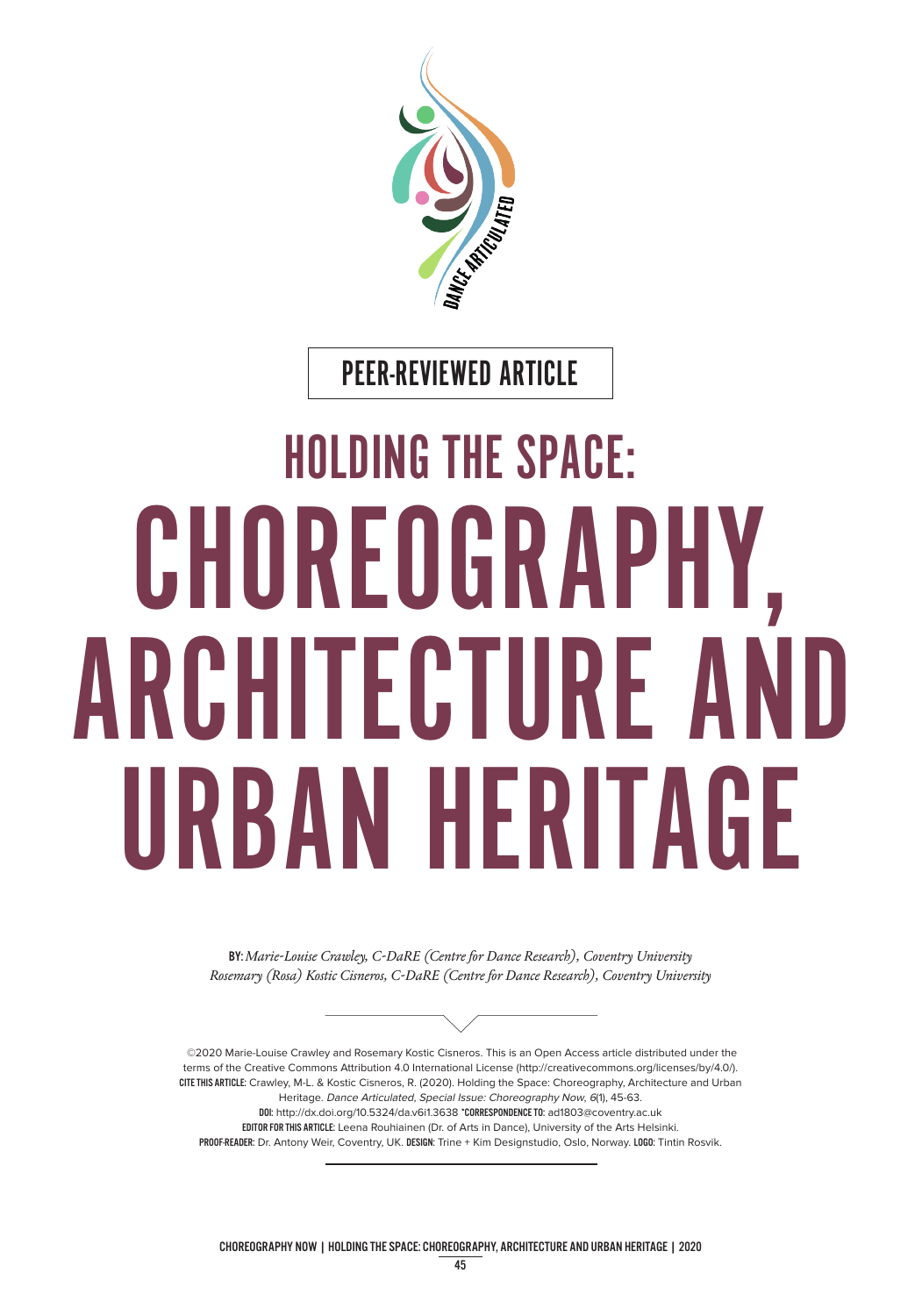PEER-REVIEWED ARTICLE

# HOLDING THE SPACE: CHOREOGRAPHY, ARCHITECTURE AND URBAN HERITAGE

**BY:** *Marie-Louise Crawley, C-DaRE (Centre for Dance Research), Coventry University*
*Rosemary (Rosa) Kostic Cisneros, C-DaRE (Centre for Dance Research), Coventry University*

©2020 Marie-Louise Crawley and Rosemary Kostic Cisneros. This is an Open Access article distributed under the terms of the Creative Commons Attribution 4.0 International License (http://creativecommons.org/licenses/by/4.0/).
**CITE THIS ARTICLE:** Crawley, M-L. & Kostic Cisneros, R. (2020). Holding the Space: Choreography, Architecture and Urban Heritage. *Dance Articulated, Special Issue: Choreography Now, 6*(1), 45-63.
**DOI:** http://dx.doi.org/10.5324/da.v6i1.3638 **\*CORRESPONDENCE TO:** ad1803@coventry.ac.uk
**EDITOR FOR THIS ARTICLE:** Leena Rouhiainen (Dr. of Arts in Dance), University of the Arts Helsinki.
**PROOF-READER:** Dr. Antony Weir, Coventry, UK. **DESIGN:** Trine + Kim Designstudio, Oslo, Norway. **LOGO:** Tintin Rosvik.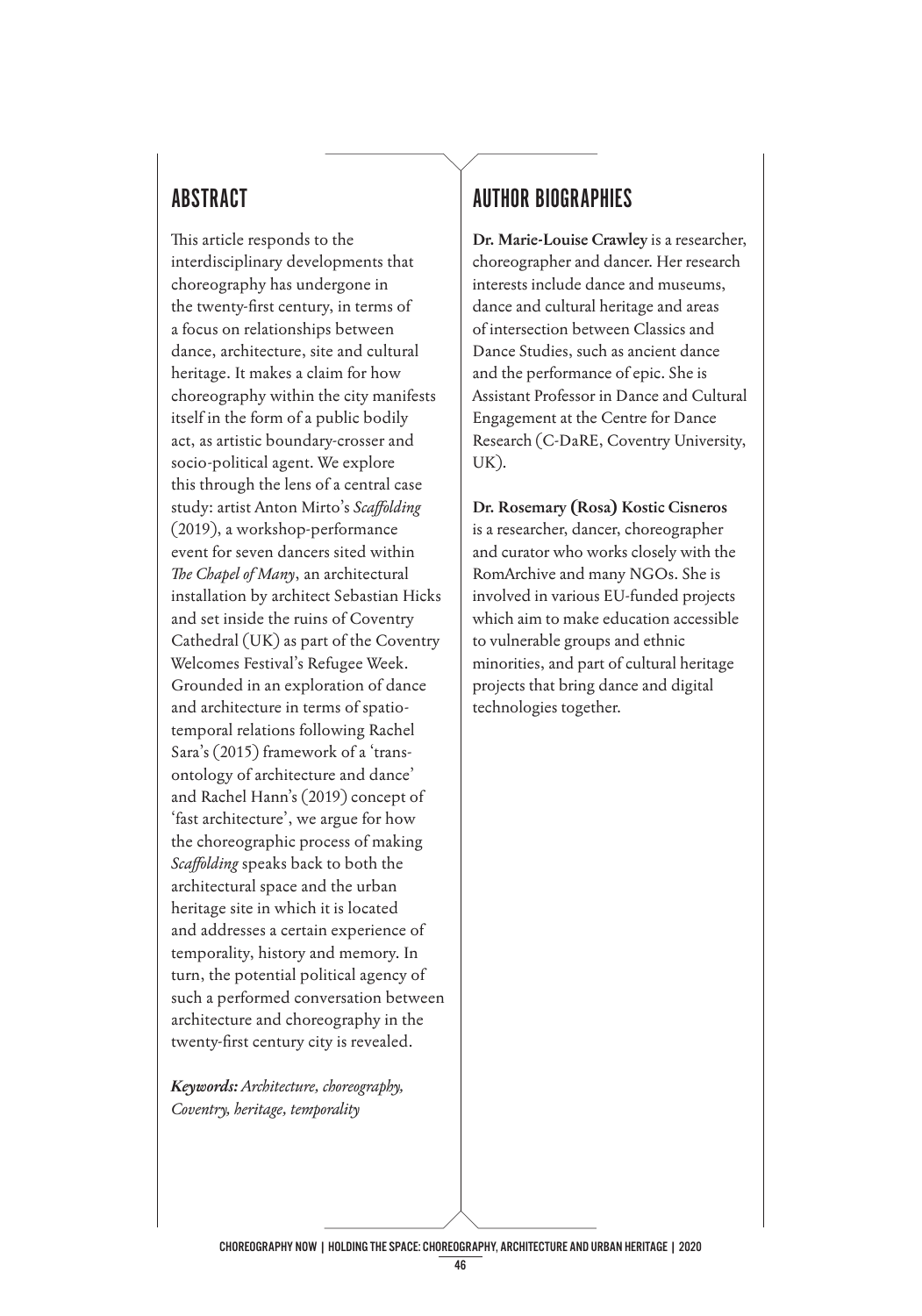## ABSTRACT

This article responds to the interdisciplinary developments that choreography has undergone in the twenty-first century, in terms of a focus on relationships between dance, architecture, site and cultural heritage. It makes a claim for how choreography within the city manifests itself in the form of a public bodily act, as artistic boundary-crosser and socio-political agent. We explore this through the lens of a central case study: artist Anton Mirto's *Scaffolding* (2019), a workshop-performance event for seven dancers sited within *The Chapel of Many*, an architectural installation by architect Sebastian Hicks and set inside the ruins of Coventry Cathedral (UK) as part of the Coventry Welcomes Festival's Refugee Week. Grounded in an exploration of dance and architecture in terms of spatio-temporal relations following Rachel Sara's (2015) framework of a 'trans-ontology of architecture and dance' and Rachel Hann's (2019) concept of 'fast architecture', we argue for how the choreographic process of making *Scaffolding* speaks back to both the architectural space and the urban heritage site in which it is located and addresses a certain experience of temporality, history and memory. In turn, the potential political agency of such a performed conversation between architecture and choreography in the twenty-first century city is revealed.

***Keywords:*** *Architecture, choreography, Coventry, heritage, temporality*

## AUTHOR BIOGRAPHIES

**Dr. Marie-Louise Crawley** is a researcher, choreographer and dancer. Her research interests include dance and museums, dance and cultural heritage and areas of intersection between Classics and Dance Studies, such as ancient dance and the performance of epic. She is Assistant Professor in Dance and Cultural Engagement at the Centre for Dance Research (C-DaRE, Coventry University, UK).

**Dr. Rosemary (Rosa) Kostic Cisneros** is a researcher, dancer, choreographer and curator who works closely with the RomArchive and many NGOs. She is involved in various EU-funded projects which aim to make education accessible to vulnerable groups and ethnic minorities, and part of cultural heritage projects that bring dance and digital technologies together.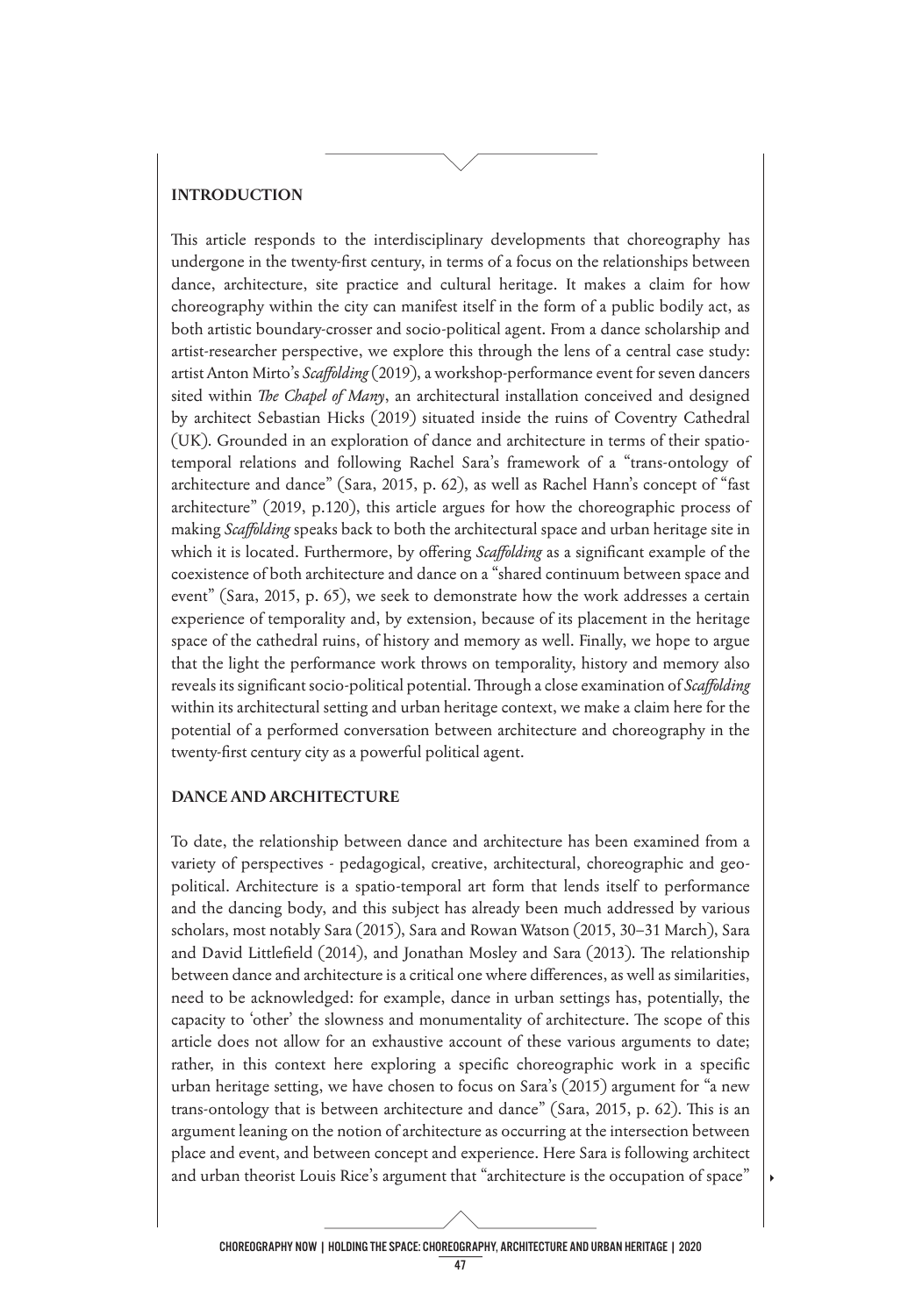## INTRODUCTION

This article responds to the interdisciplinary developments that choreography has undergone in the twenty-first century, in terms of a focus on the relationships between dance, architecture, site practice and cultural heritage. It makes a claim for how choreography within the city can manifest itself in the form of a public bodily act, as both artistic boundary-crosser and socio-political agent. From a dance scholarship and artist-researcher perspective, we explore this through the lens of a central case study: artist Anton Mirto's *Scaffolding* (2019), a workshop-performance event for seven dancers sited within *The Chapel of Many*, an architectural installation conceived and designed by architect Sebastian Hicks (2019) situated inside the ruins of Coventry Cathedral (UK). Grounded in an exploration of dance and architecture in terms of their spatio-temporal relations and following Rachel Sara's framework of a "trans-ontology of architecture and dance" (Sara, 2015, p. 62), as well as Rachel Hann's concept of "fast architecture" (2019, p.120), this article argues for how the choreographic process of making *Scaffolding* speaks back to both the architectural space and urban heritage site in which it is located. Furthermore, by offering *Scaffolding* as a significant example of the coexistence of both architecture and dance on a "shared continuum between space and event" (Sara, 2015, p. 65), we seek to demonstrate how the work addresses a certain experience of temporality and, by extension, because of its placement in the heritage space of the cathedral ruins, of history and memory as well. Finally, we hope to argue that the light the performance work throws on temporality, history and memory also reveals its significant socio-political potential. Through a close examination of *Scaffolding* within its architectural setting and urban heritage context, we make a claim here for the potential of a performed conversation between architecture and choreography in the twenty-first century city as a powerful political agent.

## DANCE AND ARCHITECTURE

To date, the relationship between dance and architecture has been examined from a variety of perspectives - pedagogical, creative, architectural, choreographic and geo-political. Architecture is a spatio-temporal art form that lends itself to performance and the dancing body, and this subject has already been much addressed by various scholars, most notably Sara (2015), Sara and Rowan Watson (2015, 30–31 March), Sara and David Littlefield (2014), and Jonathan Mosley and Sara (2013). The relationship between dance and architecture is a critical one where differences, as well as similarities, need to be acknowledged: for example, dance in urban settings has, potentially, the capacity to 'other' the slowness and monumentality of architecture. The scope of this article does not allow for an exhaustive account of these various arguments to date; rather, in this context here exploring a specific choreographic work in a specific urban heritage setting, we have chosen to focus on Sara's (2015) argument for "a new trans-ontology that is between architecture and dance" (Sara, 2015, p. 62). This is an argument leaning on the notion of architecture as occurring at the intersection between place and event, and between concept and experience. Here Sara is following architect and urban theorist Louis Rice's argument that "architecture is the occupation of space"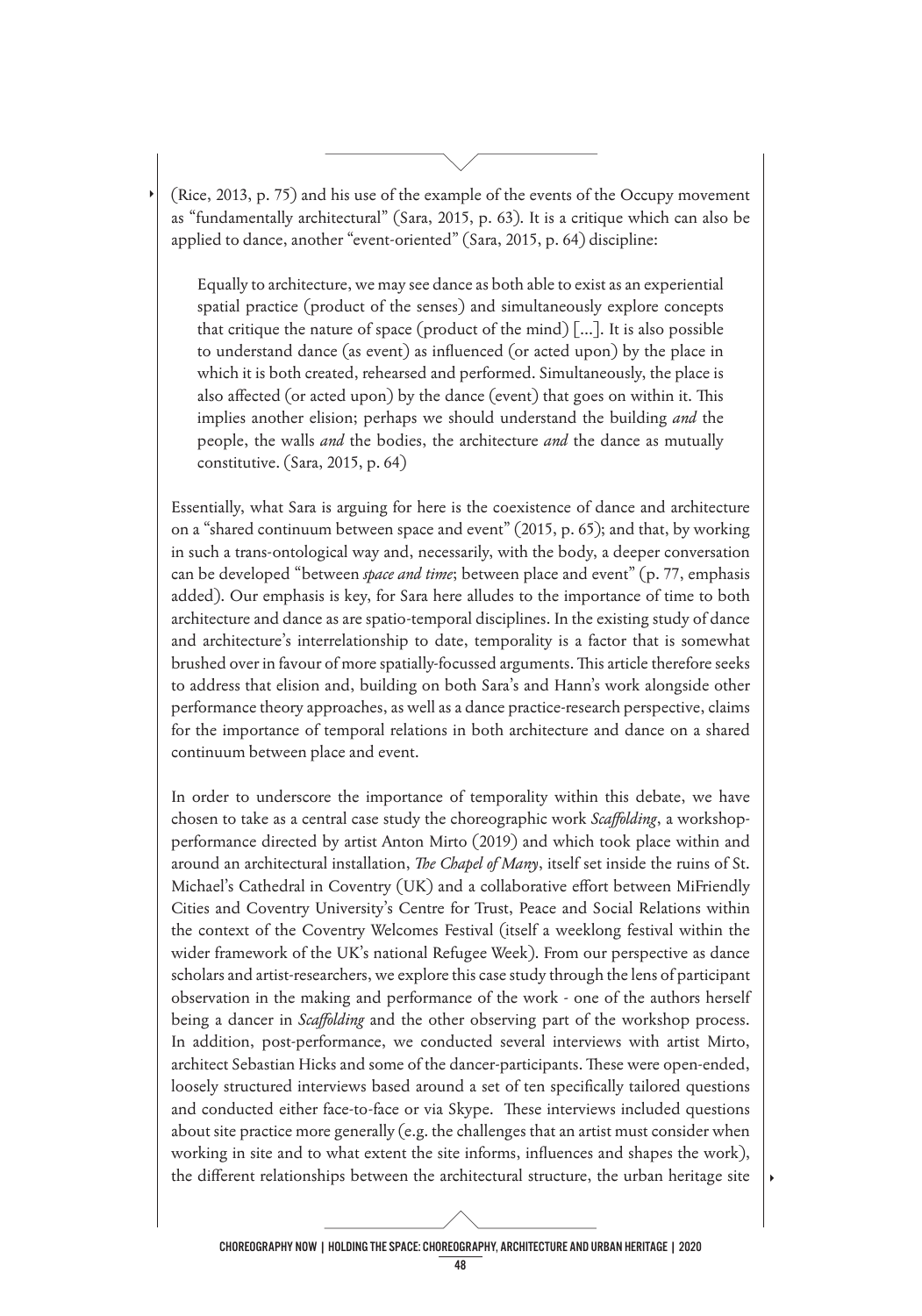(Rice, 2013, p. 75) and his use of the example of the events of the Occupy movement as "fundamentally architectural" (Sara, 2015, p. 63). It is a critique which can also be applied to dance, another "event-oriented" (Sara, 2015, p. 64) discipline:

> Equally to architecture, we may see dance as both able to exist as an experiential spatial practice (product of the senses) and simultaneously explore concepts that critique the nature of space (product of the mind) [...]. It is also possible to understand dance (as event) as influenced (or acted upon) by the place in which it is both created, rehearsed and performed. Simultaneously, the place is also affected (or acted upon) by the dance (event) that goes on within it. This implies another elision; perhaps we should understand the building *and* the people, the walls *and* the bodies, the architecture *and* the dance as mutually constitutive. (Sara, 2015, p. 64)

Essentially, what Sara is arguing for here is the coexistence of dance and architecture on a "shared continuum between space and event" (2015, p. 65); and that, by working in such a trans-ontological way and, necessarily, with the body, a deeper conversation can be developed "between *space and time*; between place and event" (p. 77, emphasis added). Our emphasis is key, for Sara here alludes to the importance of time to both architecture and dance as are spatio-temporal disciplines. In the existing study of dance and architecture's interrelationship to date, temporality is a factor that is somewhat brushed over in favour of more spatially-focussed arguments. This article therefore seeks to address that elision and, building on both Sara's and Hann's work alongside other performance theory approaches, as well as a dance practice-research perspective, claims for the importance of temporal relations in both architecture and dance on a shared continuum between place and event.

In order to underscore the importance of temporality within this debate, we have chosen to take as a central case study the choreographic work *Scaffolding*, a workshop-performance directed by artist Anton Mirto (2019) and which took place within and around an architectural installation, *The Chapel of Many*, itself set inside the ruins of St. Michael's Cathedral in Coventry (UK) and a collaborative effort between MiFriendly Cities and Coventry University's Centre for Trust, Peace and Social Relations within the context of the Coventry Welcomes Festival (itself a weeklong festival within the wider framework of the UK's national Refugee Week). From our perspective as dance scholars and artist-researchers, we explore this case study through the lens of participant observation in the making and performance of the work - one of the authors herself being a dancer in *Scaffolding* and the other observing part of the workshop process. In addition, post-performance, we conducted several interviews with artist Mirto, architect Sebastian Hicks and some of the dancer-participants. These were open-ended, loosely structured interviews based around a set of ten specifically tailored questions and conducted either face-to-face or via Skype. These interviews included questions about site practice more generally (e.g. the challenges that an artist must consider when working in site and to what extent the site informs, influences and shapes the work), the different relationships between the architectural structure, the urban heritage site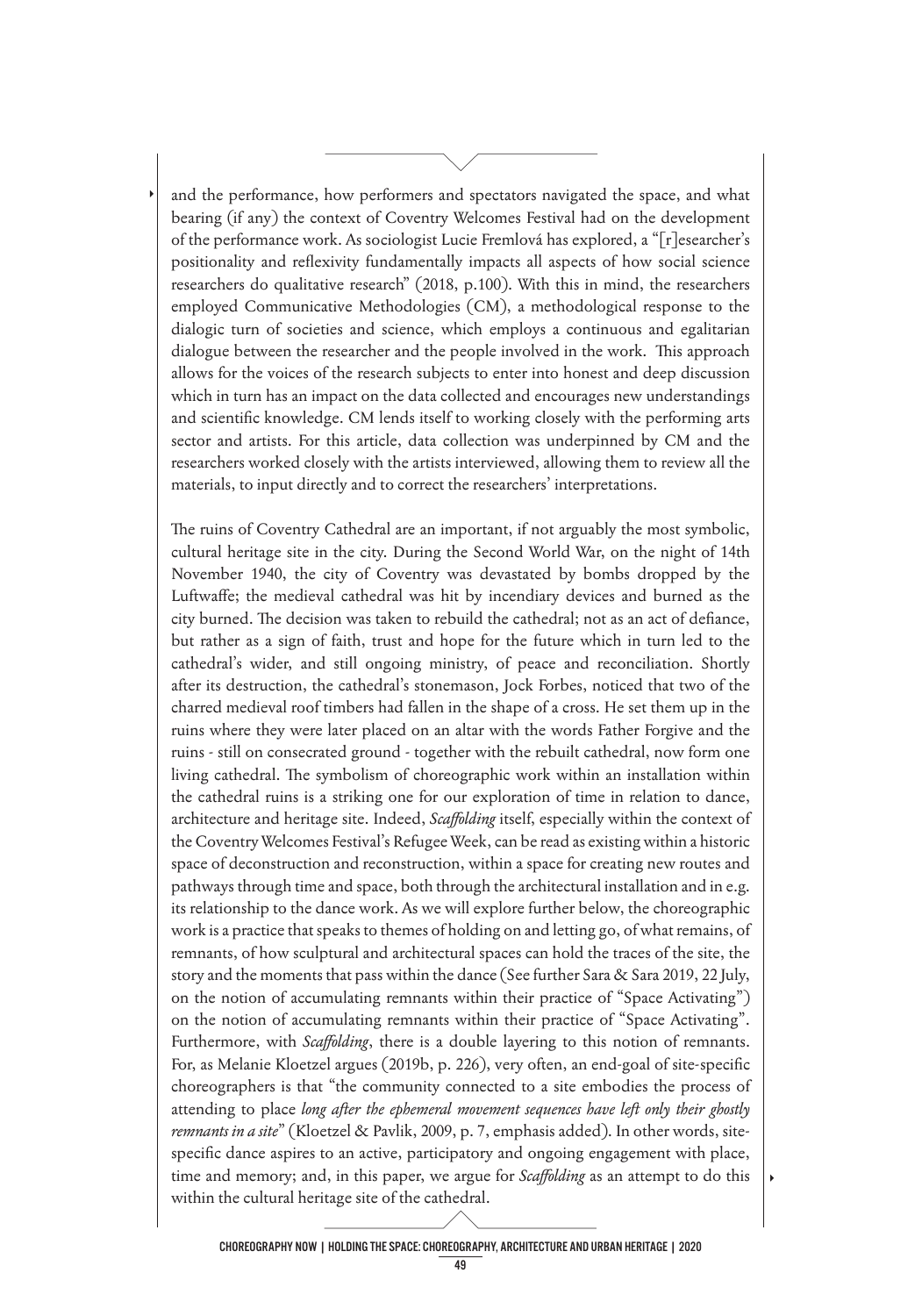and the performance, how performers and spectators navigated the space, and what bearing (if any) the context of Coventry Welcomes Festival had on the development of the performance work. As sociologist Lucie Fremlová has explored, a "[r]esearcher's positionality and reflexivity fundamentally impacts all aspects of how social science researchers do qualitative research" (2018, p.100). With this in mind, the researchers employed Communicative Methodologies (CM), a methodological response to the dialogic turn of societies and science, which employs a continuous and egalitarian dialogue between the researcher and the people involved in the work. This approach allows for the voices of the research subjects to enter into honest and deep discussion which in turn has an impact on the data collected and encourages new understandings and scientific knowledge. CM lends itself to working closely with the performing arts sector and artists. For this article, data collection was underpinned by CM and the researchers worked closely with the artists interviewed, allowing them to review all the materials, to input directly and to correct the researchers' interpretations.

The ruins of Coventry Cathedral are an important, if not arguably the most symbolic, cultural heritage site in the city. During the Second World War, on the night of 14th November 1940, the city of Coventry was devastated by bombs dropped by the Luftwaffe; the medieval cathedral was hit by incendiary devices and burned as the city burned. The decision was taken to rebuild the cathedral; not as an act of defiance, but rather as a sign of faith, trust and hope for the future which in turn led to the cathedral's wider, and still ongoing ministry, of peace and reconciliation. Shortly after its destruction, the cathedral's stonemason, Jock Forbes, noticed that two of the charred medieval roof timbers had fallen in the shape of a cross. He set them up in the ruins where they were later placed on an altar with the words Father Forgive and the ruins - still on consecrated ground - together with the rebuilt cathedral, now form one living cathedral. The symbolism of choreographic work within an installation within the cathedral ruins is a striking one for our exploration of time in relation to dance, architecture and heritage site. Indeed, *Scaffolding* itself, especially within the context of the Coventry Welcomes Festival's Refugee Week, can be read as existing within a historic space of deconstruction and reconstruction, within a space for creating new routes and pathways through time and space, both through the architectural installation and in e.g. its relationship to the dance work. As we will explore further below, the choreographic work is a practice that speaks to themes of holding on and letting go, of what remains, of remnants, of how sculptural and architectural spaces can hold the traces of the site, the story and the moments that pass within the dance (See further Sara & Sara 2019, 22 July, on the notion of accumulating remnants within their practice of "Space Activating") on the notion of accumulating remnants within their practice of "Space Activating". Furthermore, with *Scaffolding*, there is a double layering to this notion of remnants. For, as Melanie Kloetzel argues (2019b, p. 226), very often, an end-goal of site-specific choreographers is that "the community connected to a site embodies the process of attending to place *long after the ephemeral movement sequences have left only their ghostly remnants in a site*" (Kloetzel & Pavlik, 2009, p. 7, emphasis added). In other words, site-specific dance aspires to an active, participatory and ongoing engagement with place, time and memory; and, in this paper, we argue for *Scaffolding* as an attempt to do this within the cultural heritage site of the cathedral.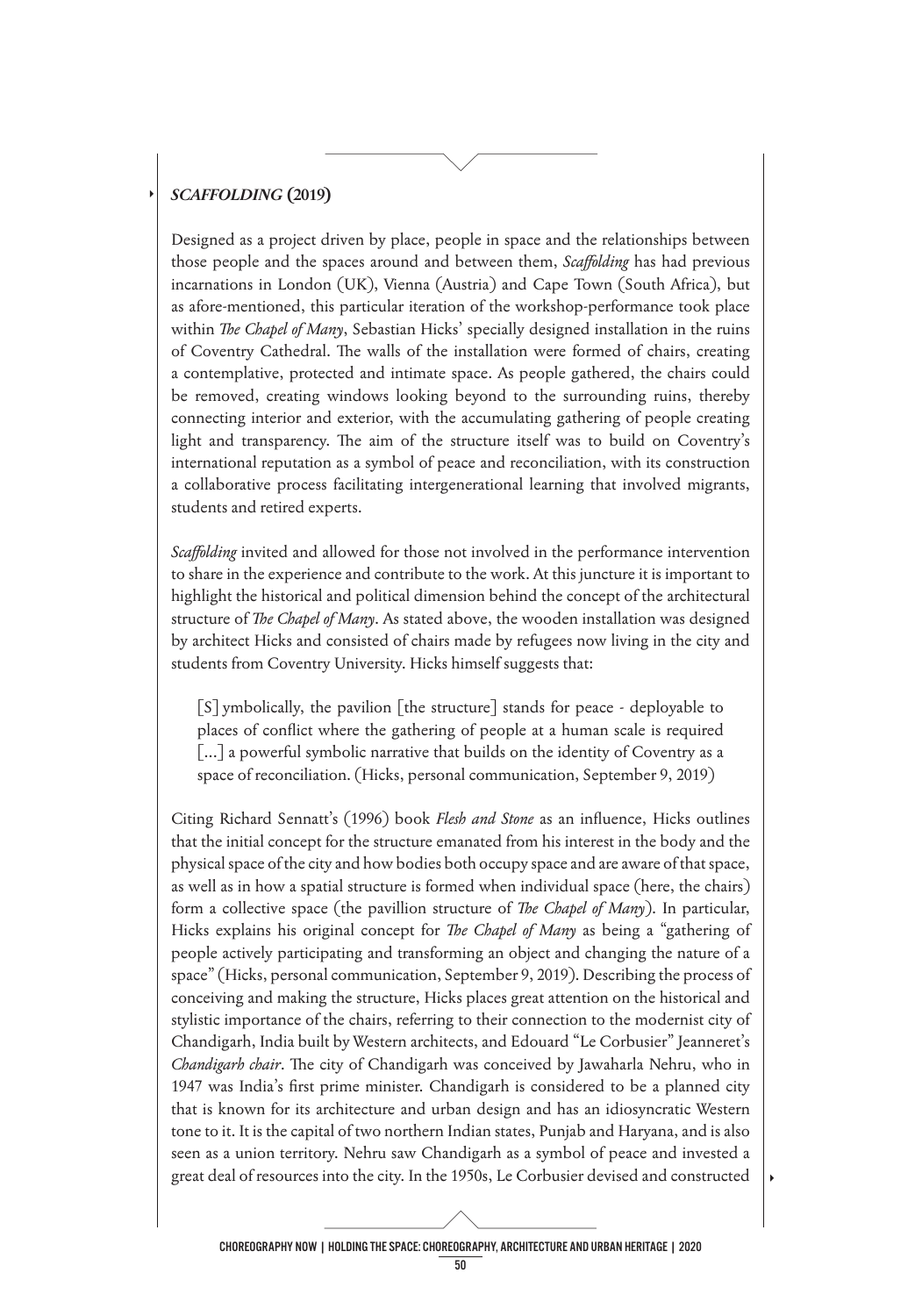### *SCAFFOLDING* (2019)

Designed as a project driven by place, people in space and the relationships between those people and the spaces around and between them, *Scaffolding* has had previous incarnations in London (UK), Vienna (Austria) and Cape Town (South Africa), but as afore-mentioned, this particular iteration of the workshop-performance took place within *The Chapel of Many*, Sebastian Hicks' specially designed installation in the ruins of Coventry Cathedral. The walls of the installation were formed of chairs, creating a contemplative, protected and intimate space. As people gathered, the chairs could be removed, creating windows looking beyond to the surrounding ruins, thereby connecting interior and exterior, with the accumulating gathering of people creating light and transparency. The aim of the structure itself was to build on Coventry's international reputation as a symbol of peace and reconciliation, with its construction a collaborative process facilitating intergenerational learning that involved migrants, students and retired experts.

*Scaffolding* invited and allowed for those not involved in the performance intervention to share in the experience and contribute to the work. At this juncture it is important to highlight the historical and political dimension behind the concept of the architectural structure of *The Chapel of Many*. As stated above, the wooden installation was designed by architect Hicks and consisted of chairs made by refugees now living in the city and students from Coventry University. Hicks himself suggests that:

> [S]ymbolically, the pavilion [the structure] stands for peace - deployable to places of conflict where the gathering of people at a human scale is required [...] a powerful symbolic narrative that builds on the identity of Coventry as a space of reconciliation. (Hicks, personal communication, September 9, 2019)

Citing Richard Sennatt's (1996) book *Flesh and Stone* as an influence, Hicks outlines that the initial concept for the structure emanated from his interest in the body and the physical space of the city and how bodies both occupy space and are aware of that space, as well as in how a spatial structure is formed when individual space (here, the chairs) form a collective space (the pavillion structure of *The Chapel of Many*). In particular, Hicks explains his original concept for *The Chapel of Many* as being a "gathering of people actively participating and transforming an object and changing the nature of a space" (Hicks, personal communication, September 9, 2019). Describing the process of conceiving and making the structure, Hicks places great attention on the historical and stylistic importance of the chairs, referring to their connection to the modernist city of Chandigarh, India built by Western architects, and Edouard "Le Corbusier" Jeanneret's *Chandigarh chair*. The city of Chandigarh was conceived by Jawaharla Nehru, who in 1947 was India's first prime minister. Chandigarh is considered to be a planned city that is known for its architecture and urban design and has an idiosyncratic Western tone to it. It is the capital of two northern Indian states, Punjab and Haryana, and is also seen as a union territory. Nehru saw Chandigarh as a symbol of peace and invested a great deal of resources into the city. In the 1950s, Le Corbusier devised and constructed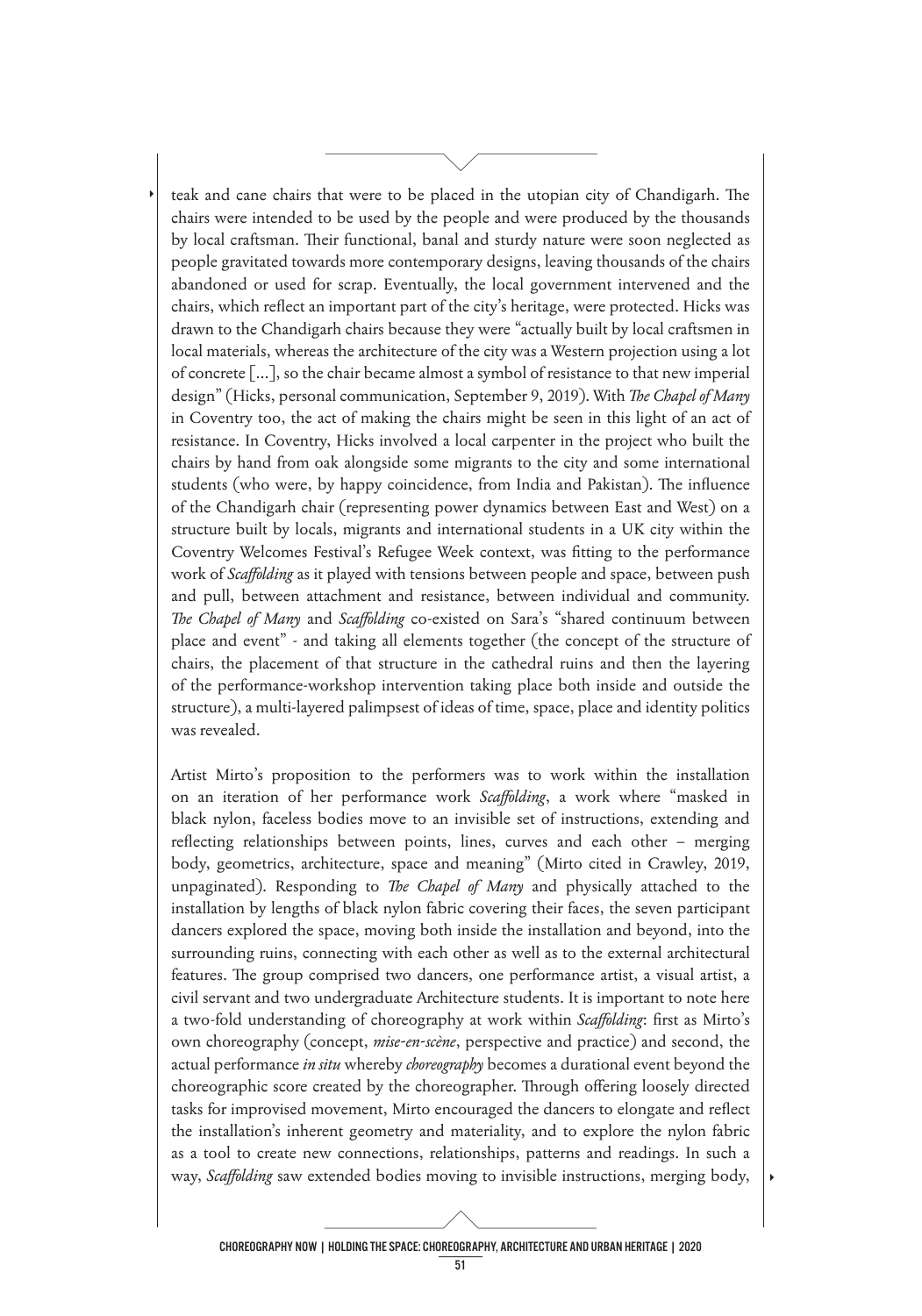teak and cane chairs that were to be placed in the utopian city of Chandigarh. The chairs were intended to be used by the people and were produced by the thousands by local craftsman. Their functional, banal and sturdy nature were soon neglected as people gravitated towards more contemporary designs, leaving thousands of the chairs abandoned or used for scrap. Eventually, the local government intervened and the chairs, which reflect an important part of the city's heritage, were protected. Hicks was drawn to the Chandigarh chairs because they were "actually built by local craftsmen in local materials, whereas the architecture of the city was a Western projection using a lot of concrete [...], so the chair became almost a symbol of resistance to that new imperial design" (Hicks, personal communication, September 9, 2019). With *The Chapel of Many* in Coventry too, the act of making the chairs might be seen in this light of an act of resistance. In Coventry, Hicks involved a local carpenter in the project who built the chairs by hand from oak alongside some migrants to the city and some international students (who were, by happy coincidence, from India and Pakistan). The influence of the Chandigarh chair (representing power dynamics between East and West) on a structure built by locals, migrants and international students in a UK city within the Coventry Welcomes Festival's Refugee Week context, was fitting to the performance work of *Scaffolding* as it played with tensions between people and space, between push and pull, between attachment and resistance, between individual and community. *The Chapel of Many* and *Scaffolding* co-existed on Sara's "shared continuum between place and event" - and taking all elements together (the concept of the structure of chairs, the placement of that structure in the cathedral ruins and then the layering of the performance-workshop intervention taking place both inside and outside the structure), a multi-layered palimpsest of ideas of time, space, place and identity politics was revealed.

Artist Mirto's proposition to the performers was to work within the installation on an iteration of her performance work *Scaffolding*, a work where "masked in black nylon, faceless bodies move to an invisible set of instructions, extending and reflecting relationships between points, lines, curves and each other – merging body, geometrics, architecture, space and meaning" (Mirto cited in Crawley, 2019, unpaginated). Responding to *The Chapel of Many* and physically attached to the installation by lengths of black nylon fabric covering their faces, the seven participant dancers explored the space, moving both inside the installation and beyond, into the surrounding ruins, connecting with each other as well as to the external architectural features. The group comprised two dancers, one performance artist, a visual artist, a civil servant and two undergraduate Architecture students. It is important to note here a two-fold understanding of choreography at work within *Scaffolding*: first as Mirto's own choreography (concept, *mise-en-scène*, perspective and practice) and second, the actual performance *in situ* whereby *choreography* becomes a durational event beyond the choreographic score created by the choreographer. Through offering loosely directed tasks for improvised movement, Mirto encouraged the dancers to elongate and reflect the installation's inherent geometry and materiality, and to explore the nylon fabric as a tool to create new connections, relationships, patterns and readings. In such a way, *Scaffolding* saw extended bodies moving to invisible instructions, merging body,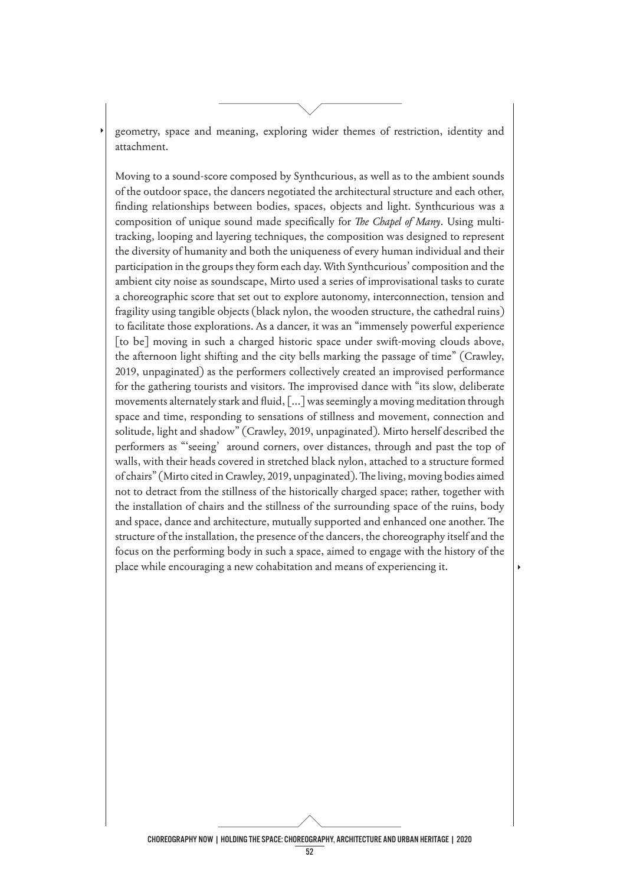geometry, space and meaning, exploring wider themes of restriction, identity and attachment.

Moving to a sound-score composed by Synthcurious, as well as to the ambient sounds of the outdoor space, the dancers negotiated the architectural structure and each other, finding relationships between bodies, spaces, objects and light. Synthcurious was a composition of unique sound made specifically for *The Chapel of Many*. Using multi-tracking, looping and layering techniques, the composition was designed to represent the diversity of humanity and both the uniqueness of every human individual and their participation in the groups they form each day. With Synthcurious' composition and the ambient city noise as soundscape, Mirto used a series of improvisational tasks to curate a choreographic score that set out to explore autonomy, interconnection, tension and fragility using tangible objects (black nylon, the wooden structure, the cathedral ruins) to facilitate those explorations. As a dancer, it was an "immensely powerful experience [to be] moving in such a charged historic space under swift-moving clouds above, the afternoon light shifting and the city bells marking the passage of time" (Crawley, 2019, unpaginated) as the performers collectively created an improvised performance for the gathering tourists and visitors. The improvised dance with "its slow, deliberate movements alternately stark and fluid, [...] was seemingly a moving meditation through space and time, responding to sensations of stillness and movement, connection and solitude, light and shadow" (Crawley, 2019, unpaginated). Mirto herself described the performers as "'seeing' around corners, over distances, through and past the top of walls, with their heads covered in stretched black nylon, attached to a structure formed of chairs" (Mirto cited in Crawley, 2019, unpaginated). The living, moving bodies aimed not to detract from the stillness of the historically charged space; rather, together with the installation of chairs and the stillness of the surrounding space of the ruins, body and space, dance and architecture, mutually supported and enhanced one another. The structure of the installation, the presence of the dancers, the choreography itself and the focus on the performing body in such a space, aimed to engage with the history of the place while encouraging a new cohabitation and means of experiencing it.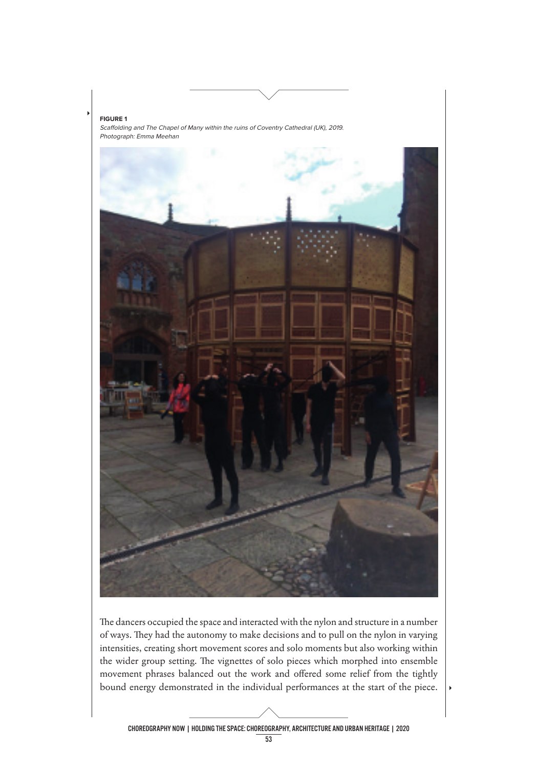**FIGURE 1**

*Scaffolding and The Chapel of Many within the ruins of Coventry Cathedral (UK), 2019. Photograph: Emma Meehan*

The dancers occupied the space and interacted with the nylon and structure in a number of ways. They had the autonomy to make decisions and to pull on the nylon in varying intensities, creating short movement scores and solo moments but also working within the wider group setting. The vignettes of solo pieces which morphed into ensemble movement phrases balanced out the work and offered some relief from the tightly bound energy demonstrated in the individual performances at the start of the piece.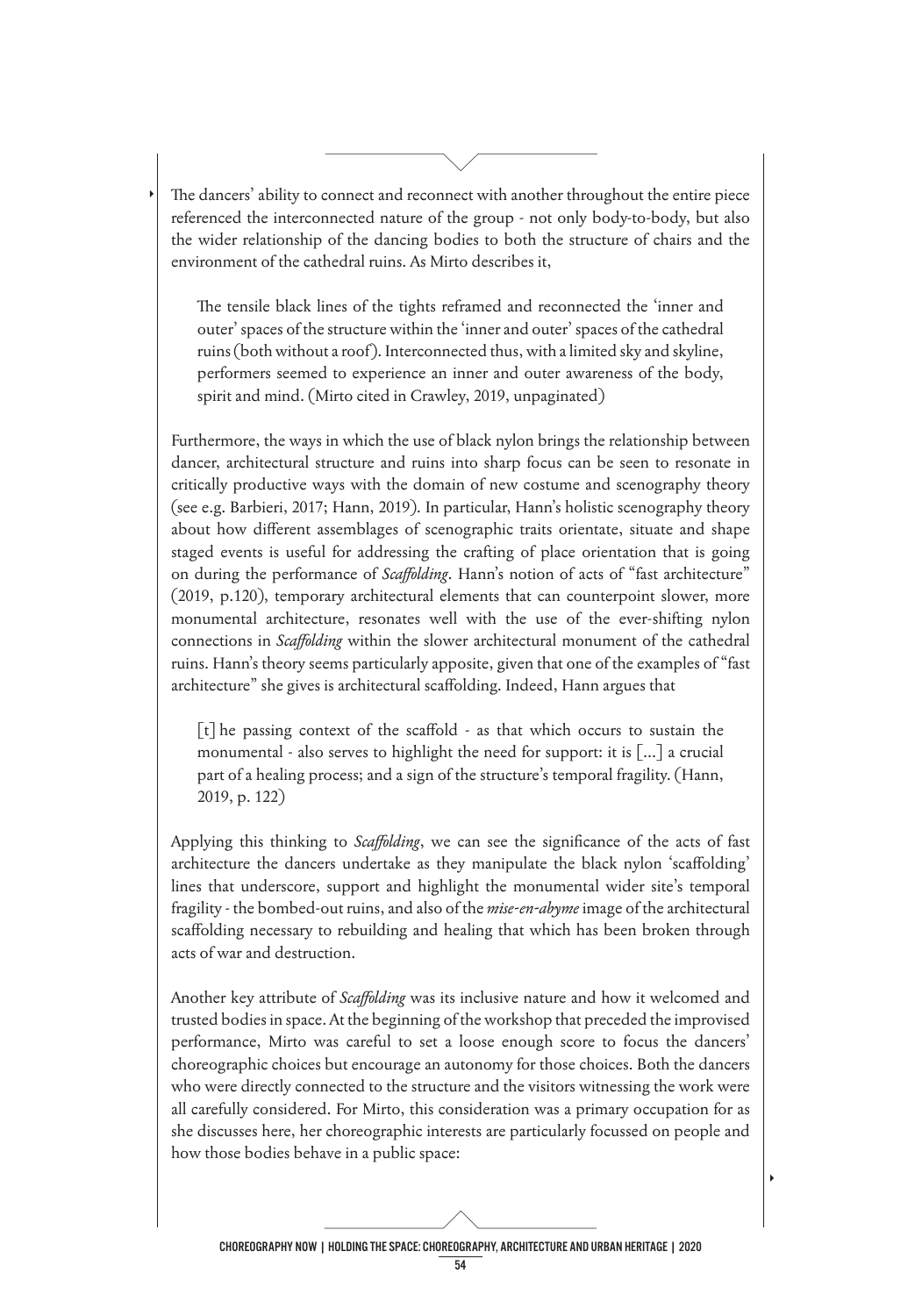The dancers' ability to connect and reconnect with another throughout the entire piece referenced the interconnected nature of the group - not only body-to-body, but also the wider relationship of the dancing bodies to both the structure of chairs and the environment of the cathedral ruins. As Mirto describes it,

> The tensile black lines of the tights reframed and reconnected the 'inner and outer' spaces of the structure within the 'inner and outer' spaces of the cathedral ruins (both without a roof). Interconnected thus, with a limited sky and skyline, performers seemed to experience an inner and outer awareness of the body, spirit and mind. (Mirto cited in Crawley, 2019, unpaginated)

Furthermore, the ways in which the use of black nylon brings the relationship between dancer, architectural structure and ruins into sharp focus can be seen to resonate in critically productive ways with the domain of new costume and scenography theory (see e.g. Barbieri, 2017; Hann, 2019). In particular, Hann's holistic scenography theory about how different assemblages of scenographic traits orientate, situate and shape staged events is useful for addressing the crafting of place orientation that is going on during the performance of *Scaffolding*. Hann's notion of acts of "fast architecture" (2019, p.120), temporary architectural elements that can counterpoint slower, more monumental architecture, resonates well with the use of the ever-shifting nylon connections in *Scaffolding* within the slower architectural monument of the cathedral ruins. Hann's theory seems particularly apposite, given that one of the examples of "fast architecture" she gives is architectural scaffolding. Indeed, Hann argues that

> [t] he passing context of the scaffold - as that which occurs to sustain the monumental - also serves to highlight the need for support: it is [...] a crucial part of a healing process; and a sign of the structure's temporal fragility. (Hann, 2019, p. 122)

Applying this thinking to *Scaffolding*, we can see the significance of the acts of fast architecture the dancers undertake as they manipulate the black nylon 'scaffolding' lines that underscore, support and highlight the monumental wider site's temporal fragility - the bombed-out ruins, and also of the *mise-en-abyme* image of the architectural scaffolding necessary to rebuilding and healing that which has been broken through acts of war and destruction.

Another key attribute of *Scaffolding* was its inclusive nature and how it welcomed and trusted bodies in space. At the beginning of the workshop that preceded the improvised performance, Mirto was careful to set a loose enough score to focus the dancers' choreographic choices but encourage an autonomy for those choices. Both the dancers who were directly connected to the structure and the visitors witnessing the work were all carefully considered. For Mirto, this consideration was a primary occupation for as she discusses here, her choreographic interests are particularly focussed on people and how those bodies behave in a public space: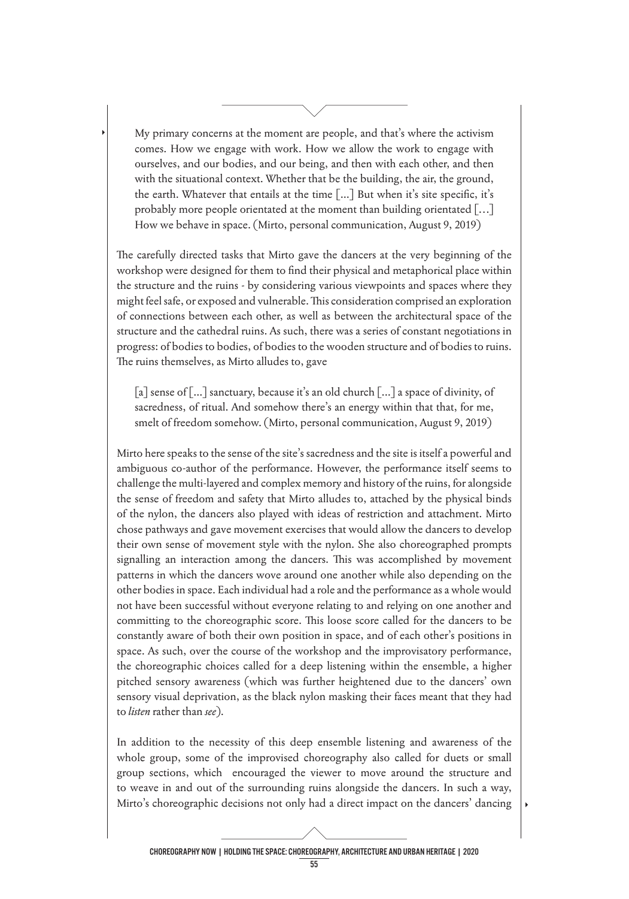> My primary concerns at the moment are people, and that's where the activism comes. How we engage with work. How we allow the work to engage with ourselves, and our bodies, and our being, and then with each other, and then with the situational context. Whether that be the building, the air, the ground, the earth. Whatever that entails at the time [...] But when it's site specific, it's probably more people orientated at the moment than building orientated […] How we behave in space. (Mirto, personal communication, August 9, 2019)

The carefully directed tasks that Mirto gave the dancers at the very beginning of the workshop were designed for them to find their physical and metaphorical place within the structure and the ruins - by considering various viewpoints and spaces where they might feel safe, or exposed and vulnerable. This consideration comprised an exploration of connections between each other, as well as between the architectural space of the structure and the cathedral ruins. As such, there was a series of constant negotiations in progress: of bodies to bodies, of bodies to the wooden structure and of bodies to ruins. The ruins themselves, as Mirto alludes to, gave

> [a] sense of [...] sanctuary, because it's an old church [...] a space of divinity, of sacredness, of ritual. And somehow there's an energy within that that, for me, smelt of freedom somehow. (Mirto, personal communication, August 9, 2019)

Mirto here speaks to the sense of the site's sacredness and the site is itself a powerful and ambiguous co-author of the performance. However, the performance itself seems to challenge the multi-layered and complex memory and history of the ruins, for alongside the sense of freedom and safety that Mirto alludes to, attached by the physical binds of the nylon, the dancers also played with ideas of restriction and attachment. Mirto chose pathways and gave movement exercises that would allow the dancers to develop their own sense of movement style with the nylon. She also choreographed prompts signalling an interaction among the dancers. This was accomplished by movement patterns in which the dancers wove around one another while also depending on the other bodies in space. Each individual had a role and the performance as a whole would not have been successful without everyone relating to and relying on one another and committing to the choreographic score. This loose score called for the dancers to be constantly aware of both their own position in space, and of each other's positions in space. As such, over the course of the workshop and the improvisatory performance, the choreographic choices called for a deep listening within the ensemble, a higher pitched sensory awareness (which was further heightened due to the dancers' own sensory visual deprivation, as the black nylon masking their faces meant that they had to *listen* rather than *see*).

In addition to the necessity of this deep ensemble listening and awareness of the whole group, some of the improvised choreography also called for duets or small group sections, which encouraged the viewer to move around the structure and to weave in and out of the surrounding ruins alongside the dancers. In such a way, Mirto's choreographic decisions not only had a direct impact on the dancers' dancing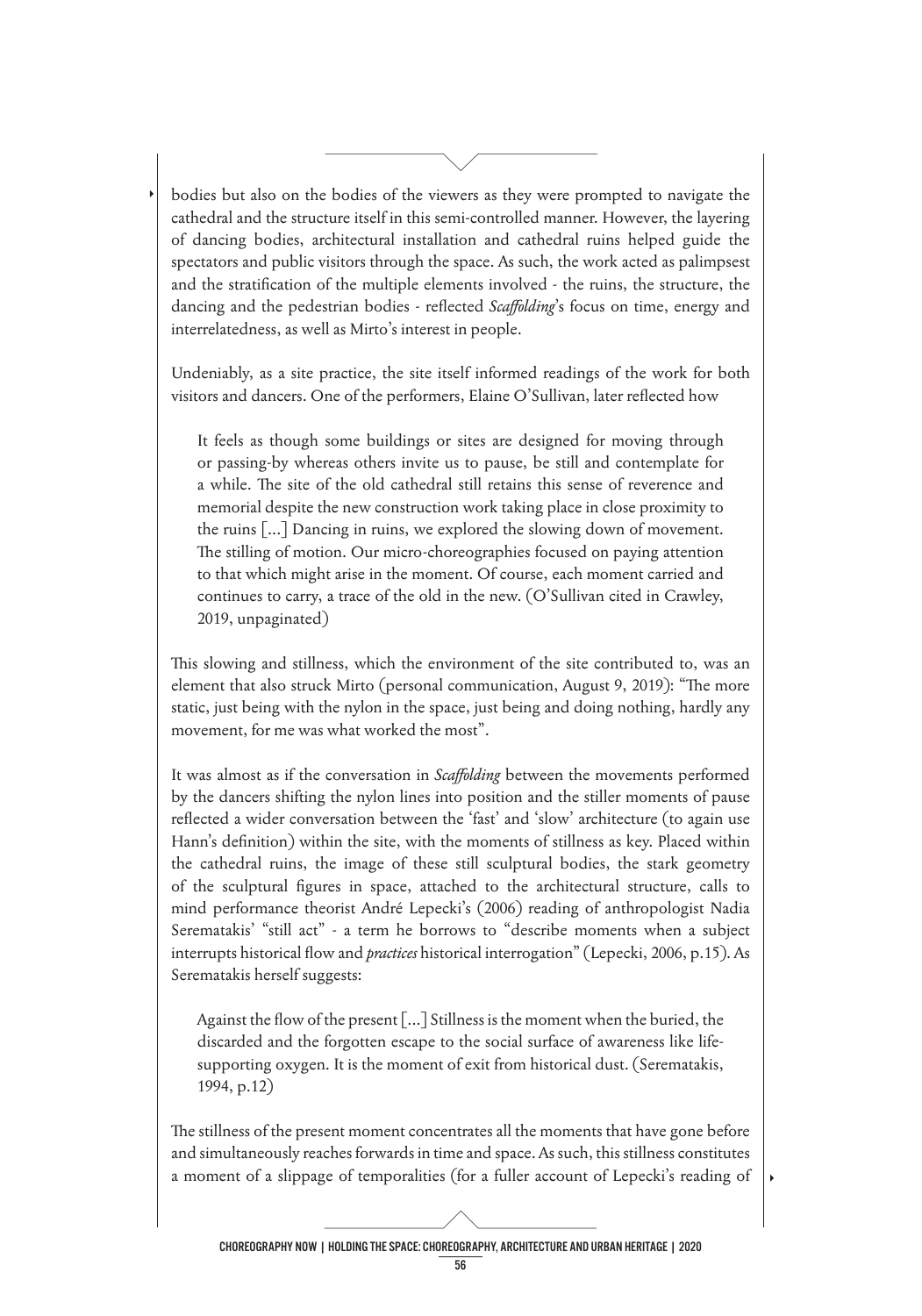bodies but also on the bodies of the viewers as they were prompted to navigate the cathedral and the structure itself in this semi-controlled manner. However, the layering of dancing bodies, architectural installation and cathedral ruins helped guide the spectators and public visitors through the space. As such, the work acted as palimpsest and the stratification of the multiple elements involved - the ruins, the structure, the dancing and the pedestrian bodies - reflected *Scaffolding*'s focus on time, energy and interrelatedness, as well as Mirto's interest in people.

Undeniably, as a site practice, the site itself informed readings of the work for both visitors and dancers. One of the performers, Elaine O'Sullivan, later reflected how

> It feels as though some buildings or sites are designed for moving through or passing-by whereas others invite us to pause, be still and contemplate for a while. The site of the old cathedral still retains this sense of reverence and memorial despite the new construction work taking place in close proximity to the ruins [...] Dancing in ruins, we explored the slowing down of movement. The stilling of motion. Our micro-choreographies focused on paying attention to that which might arise in the moment. Of course, each moment carried and continues to carry, a trace of the old in the new. (O'Sullivan cited in Crawley, 2019, unpaginated)

This slowing and stillness, which the environment of the site contributed to, was an element that also struck Mirto (personal communication, August 9, 2019): "The more static, just being with the nylon in the space, just being and doing nothing, hardly any movement, for me was what worked the most".

It was almost as if the conversation in *Scaffolding* between the movements performed by the dancers shifting the nylon lines into position and the stiller moments of pause reflected a wider conversation between the 'fast' and 'slow' architecture (to again use Hann's definition) within the site, with the moments of stillness as key. Placed within the cathedral ruins, the image of these still sculptural bodies, the stark geometry of the sculptural figures in space, attached to the architectural structure, calls to mind performance theorist André Lepecki's (2006) reading of anthropologist Nadia Seremetakis' "still act" - a term he borrows to "describe moments when a subject interrupts historical flow and *practices* historical interrogation" (Lepecki, 2006, p.15). As Seremetakis herself suggests:

> Against the flow of the present [...] Stillness is the moment when the buried, the discarded and the forgotten escape to the social surface of awareness like life-supporting oxygen. It is the moment of exit from historical dust. (Seremetakis, 1994, p.12)

The stillness of the present moment concentrates all the moments that have gone before and simultaneously reaches forwards in time and space. As such, this stillness constitutes a moment of a slippage of temporalities (for a fuller account of Lepecki's reading of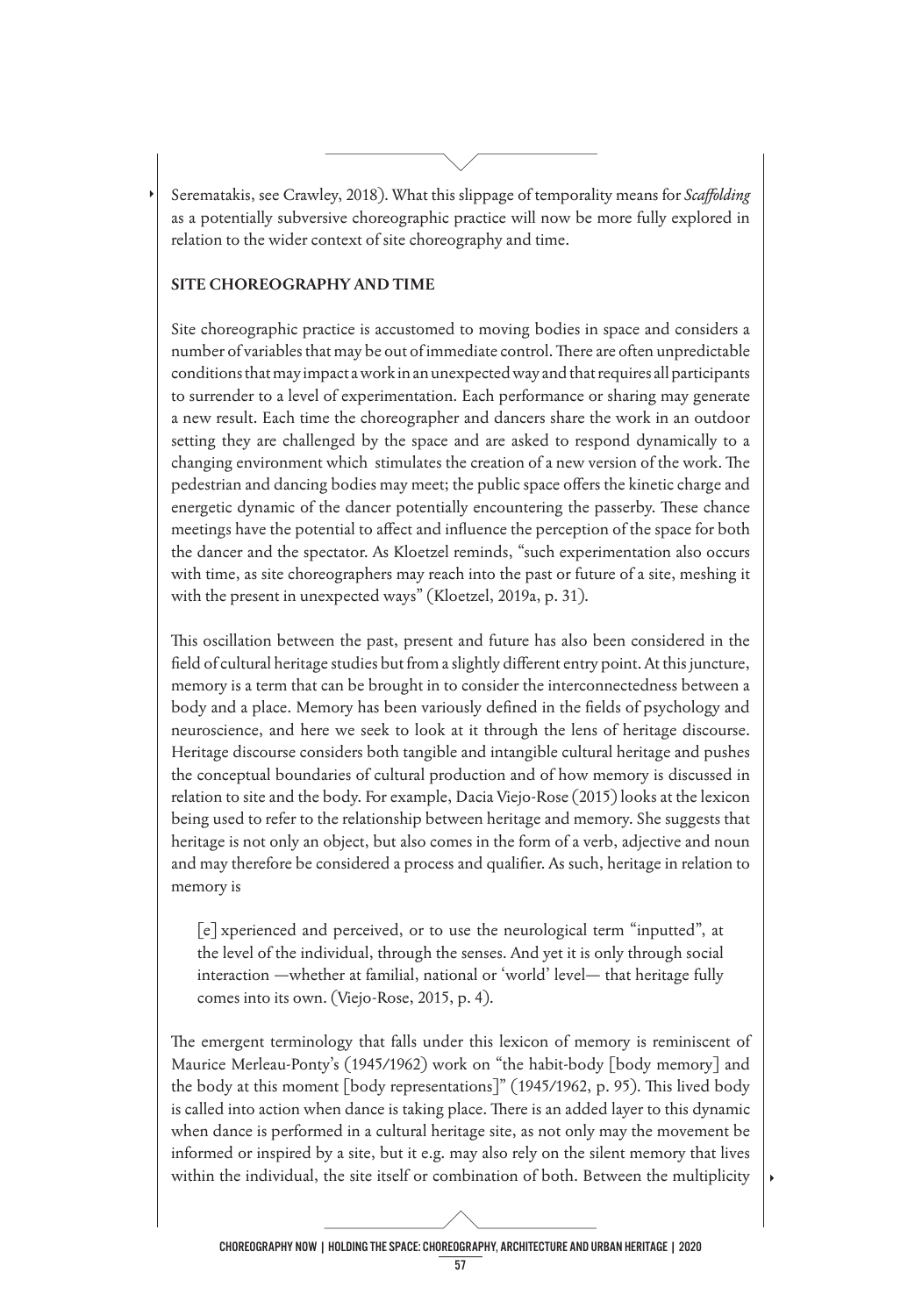Serematakis, see Crawley, 2018). What this slippage of temporality means for *Scaffolding* as a potentially subversive choreographic practice will now be more fully explored in relation to the wider context of site choreography and time.

**SITE CHOREOGRAPHY AND TIME**

Site choreographic practice is accustomed to moving bodies in space and considers a number of variables that may be out of immediate control. There are often unpredictable conditions that may impact a work in an unexpected way and that requires all participants to surrender to a level of experimentation. Each performance or sharing may generate a new result. Each time the choreographer and dancers share the work in an outdoor setting they are challenged by the space and are asked to respond dynamically to a changing environment which stimulates the creation of a new version of the work. The pedestrian and dancing bodies may meet; the public space offers the kinetic charge and energetic dynamic of the dancer potentially encountering the passerby. These chance meetings have the potential to affect and influence the perception of the space for both the dancer and the spectator. As Kloetzel reminds, "such experimentation also occurs with time, as site choreographers may reach into the past or future of a site, meshing it with the present in unexpected ways" (Kloetzel, 2019a, p. 31).

This oscillation between the past, present and future has also been considered in the field of cultural heritage studies but from a slightly different entry point. At this juncture, memory is a term that can be brought in to consider the interconnectedness between a body and a place. Memory has been variously defined in the fields of psychology and neuroscience, and here we seek to look at it through the lens of heritage discourse. Heritage discourse considers both tangible and intangible cultural heritage and pushes the conceptual boundaries of cultural production and of how memory is discussed in relation to site and the body. For example, Dacia Viejo-Rose (2015) looks at the lexicon being used to refer to the relationship between heritage and memory. She suggests that heritage is not only an object, but also comes in the form of a verb, adjective and noun and may therefore be considered a process and qualifier. As such, heritage in relation to memory is

> [e] xperienced and perceived, or to use the neurological term "inputted", at the level of the individual, through the senses. And yet it is only through social interaction —whether at familial, national or 'world' level— that heritage fully comes into its own. (Viejo-Rose, 2015, p. 4).

The emergent terminology that falls under this lexicon of memory is reminiscent of Maurice Merleau-Ponty's (1945/1962) work on "the habit-body [body memory] and the body at this moment [body representations]" (1945/1962, p. 95). This lived body is called into action when dance is taking place. There is an added layer to this dynamic when dance is performed in a cultural heritage site, as not only may the movement be informed or inspired by a site, but it e.g. may also rely on the silent memory that lives within the individual, the site itself or combination of both. Between the multiplicity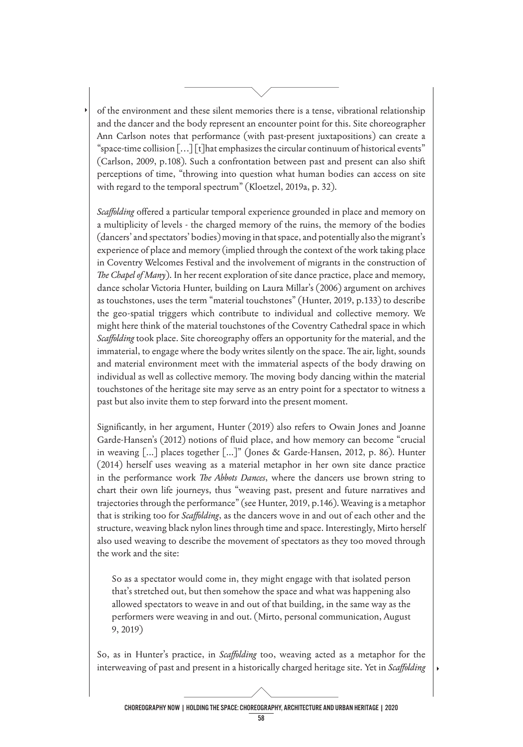of the environment and these silent memories there is a tense, vibrational relationship and the dancer and the body represent an encounter point for this. Site choreographer Ann Carlson notes that performance (with past-present juxtapositions) can create a "space-time collision […] [t]hat emphasizes the circular continuum of historical events" (Carlson, 2009, p.108). Such a confrontation between past and present can also shift perceptions of time, "throwing into question what human bodies can access on site with regard to the temporal spectrum" (Kloetzel, 2019a, p. 32).

*Scaffolding* offered a particular temporal experience grounded in place and memory on a multiplicity of levels - the charged memory of the ruins, the memory of the bodies (dancers' and spectators' bodies) moving in that space, and potentially also the migrant's experience of place and memory (implied through the context of the work taking place in Coventry Welcomes Festival and the involvement of migrants in the construction of *The Chapel of Many*). In her recent exploration of site dance practice, place and memory, dance scholar Victoria Hunter, building on Laura Millar's (2006) argument on archives as touchstones, uses the term "material touchstones" (Hunter, 2019, p.133) to describe the geo-spatial triggers which contribute to individual and collective memory. We might here think of the material touchstones of the Coventry Cathedral space in which *Scaffolding* took place. Site choreography offers an opportunity for the material, and the immaterial, to engage where the body writes silently on the space. The air, light, sounds and material environment meet with the immaterial aspects of the body drawing on individual as well as collective memory. The moving body dancing within the material touchstones of the heritage site may serve as an entry point for a spectator to witness a past but also invite them to step forward into the present moment.

Significantly, in her argument, Hunter (2019) also refers to Owain Jones and Joanne Garde-Hansen's (2012) notions of fluid place, and how memory can become "crucial in weaving [...] places together [...]" (Jones & Garde-Hansen, 2012, p. 86). Hunter (2014) herself uses weaving as a material metaphor in her own site dance practice in the performance work *The Abbots Dances*, where the dancers use brown string to chart their own life journeys, thus "weaving past, present and future narratives and trajectories through the performance" (see Hunter, 2019, p.146). Weaving is a metaphor that is striking too for *Scaffolding*, as the dancers wove in and out of each other and the structure, weaving black nylon lines through time and space. Interestingly, Mirto herself also used weaving to describe the movement of spectators as they too moved through the work and the site:

> So as a spectator would come in, they might engage with that isolated person that's stretched out, but then somehow the space and what was happening also allowed spectators to weave in and out of that building, in the same way as the performers were weaving in and out. (Mirto, personal communication, August 9, 2019)

So, as in Hunter's practice, in *Scaffolding* too, weaving acted as a metaphor for the interweaving of past and present in a historically charged heritage site. Yet in *Scaffolding*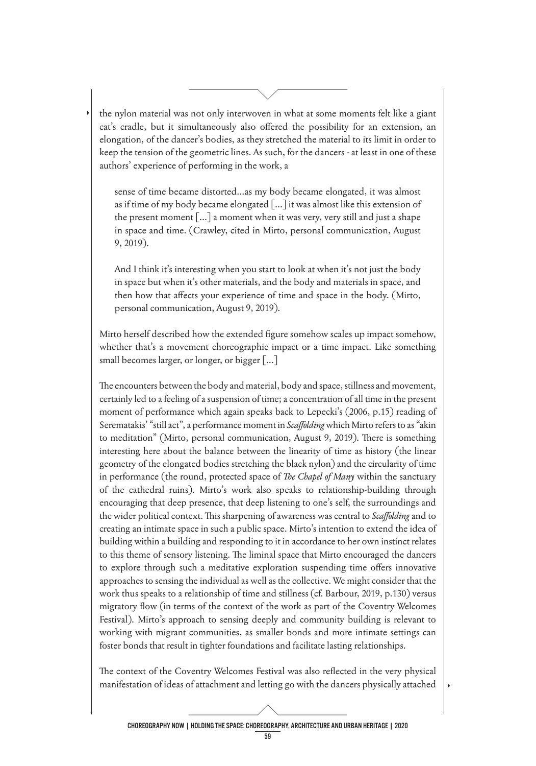the nylon material was not only interwoven in what at some moments felt like a giant cat's cradle, but it simultaneously also offered the possibility for an extension, an elongation, of the dancer's bodies, as they stretched the material to its limit in order to keep the tension of the geometric lines. As such, for the dancers - at least in one of these authors' experience of performing in the work, a

> sense of time became distorted...as my body became elongated, it was almost as if time of my body became elongated [...] it was almost like this extension of the present moment [...] a moment when it was very, very still and just a shape in space and time. (Crawley, cited in Mirto, personal communication, August 9, 2019).

> And I think it's interesting when you start to look at when it's not just the body in space but when it's other materials, and the body and materials in space, and then how that affects your experience of time and space in the body. (Mirto, personal communication, August 9, 2019).

Mirto herself described how the extended figure somehow scales up impact somehow, whether that's a movement choreographic impact or a time impact. Like something small becomes larger, or longer, or bigger [...]

The encounters between the body and material, body and space, stillness and movement, certainly led to a feeling of a suspension of time; a concentration of all time in the present moment of performance which again speaks back to Lepecki's (2006, p.15) reading of Seremetakis' "still act", a performance moment in *Scaffolding* which Mirto refers to as "akin to meditation" (Mirto, personal communication, August 9, 2019). There is something interesting here about the balance between the linearity of time as history (the linear geometry of the elongated bodies stretching the black nylon) and the circularity of time in performance (the round, protected space of *The Chapel of Many* within the sanctuary of the cathedral ruins). Mirto's work also speaks to relationship-building through encouraging that deep presence, that deep listening to one's self, the surroundings and the wider political context. This sharpening of awareness was central to *Scaffolding* and to creating an intimate space in such a public space. Mirto's intention to extend the idea of building within a building and responding to it in accordance to her own instinct relates to this theme of sensory listening. The liminal space that Mirto encouraged the dancers to explore through such a meditative exploration suspending time offers innovative approaches to sensing the individual as well as the collective. We might consider that the work thus speaks to a relationship of time and stillness (cf. Barbour, 2019, p.130) versus migratory flow (in terms of the context of the work as part of the Coventry Welcomes Festival). Mirto's approach to sensing deeply and community building is relevant to working with migrant communities, as smaller bonds and more intimate settings can foster bonds that result in tighter foundations and facilitate lasting relationships.

The context of the Coventry Welcomes Festival was also reflected in the very physical manifestation of ideas of attachment and letting go with the dancers physically attached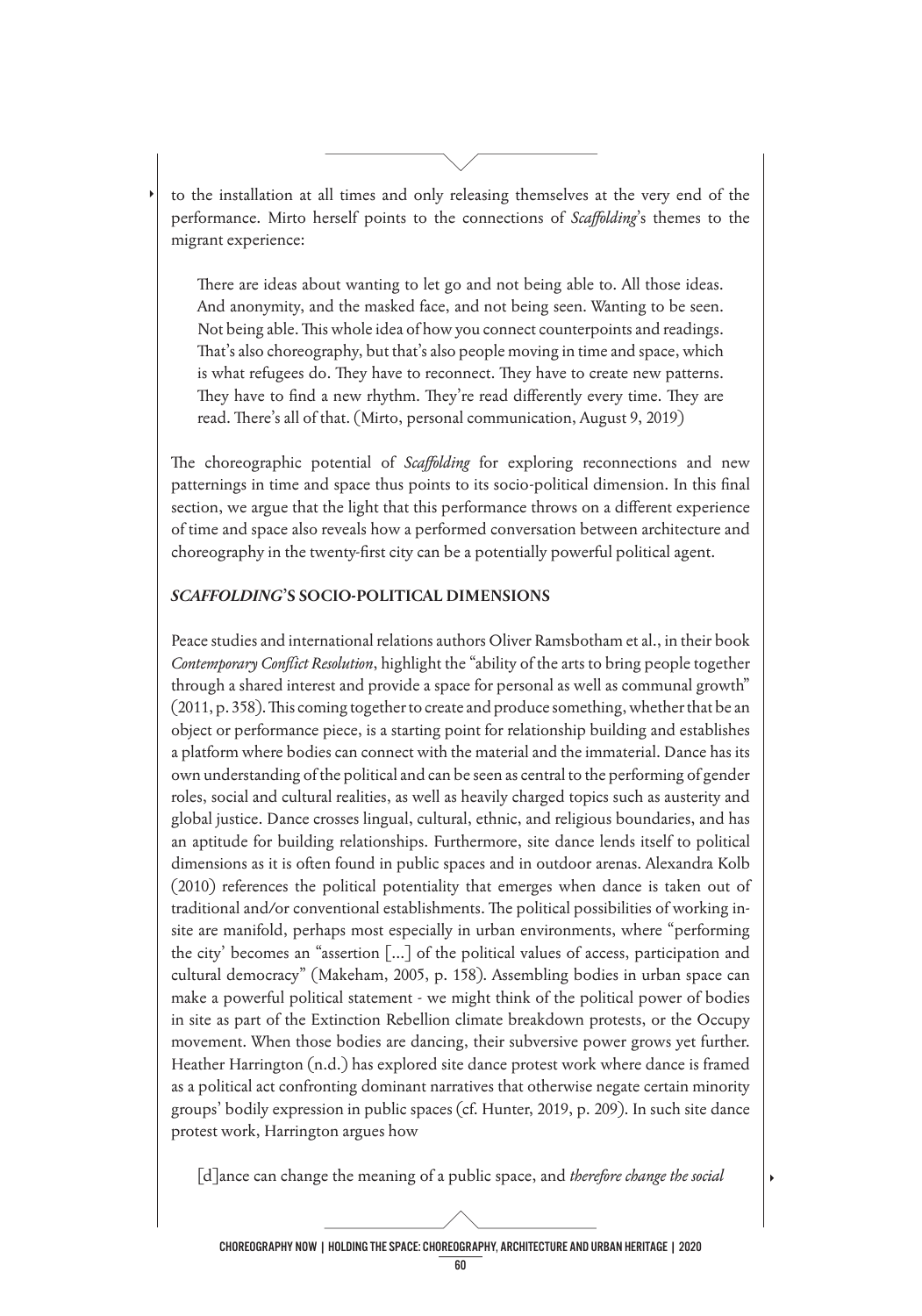to the installation at all times and only releasing themselves at the very end of the performance. Mirto herself points to the connections of *Scaffolding*'s themes to the migrant experience:

> There are ideas about wanting to let go and not being able to. All those ideas. And anonymity, and the masked face, and not being seen. Wanting to be seen. Not being able. This whole idea of how you connect counterpoints and readings. That's also choreography, but that's also people moving in time and space, which is what refugees do. They have to reconnect. They have to create new patterns. They have to find a new rhythm. They're read differently every time. They are read. There's all of that. (Mirto, personal communication, August 9, 2019)

The choreographic potential of *Scaffolding* for exploring reconnections and new patternings in time and space thus points to its socio-political dimension. In this final section, we argue that the light that this performance throws on a different experience of time and space also reveals how a performed conversation between architecture and choreography in the twenty-first city can be a potentially powerful political agent.

## *SCAFFOLDING*'S SOCIO-POLITICAL DIMENSIONS

Peace studies and international relations authors Oliver Ramsbotham et al., in their book *Contemporary Conflict Resolution*, highlight the "ability of the arts to bring people together through a shared interest and provide a space for personal as well as communal growth" (2011, p. 358). This coming together to create and produce something, whether that be an object or performance piece, is a starting point for relationship building and establishes a platform where bodies can connect with the material and the immaterial. Dance has its own understanding of the political and can be seen as central to the performing of gender roles, social and cultural realities, as well as heavily charged topics such as austerity and global justice. Dance crosses lingual, cultural, ethnic, and religious boundaries, and has an aptitude for building relationships. Furthermore, site dance lends itself to political dimensions as it is often found in public spaces and in outdoor arenas. Alexandra Kolb (2010) references the political potentiality that emerges when dance is taken out of traditional and/or conventional establishments. The political possibilities of working in-site are manifold, perhaps most especially in urban environments, where "performing the city' becomes an "assertion [...] of the political values of access, participation and cultural democracy" (Makeham, 2005, p. 158). Assembling bodies in urban space can make a powerful political statement - we might think of the political power of bodies in site as part of the Extinction Rebellion climate breakdown protests, or the Occupy movement. When those bodies are dancing, their subversive power grows yet further. Heather Harrington (n.d.) has explored site dance protest work where dance is framed as a political act confronting dominant narratives that otherwise negate certain minority groups' bodily expression in public spaces (cf. Hunter, 2019, p. 209). In such site dance protest work, Harrington argues how

> [d]ance can change the meaning of a public space, and *therefore change the social*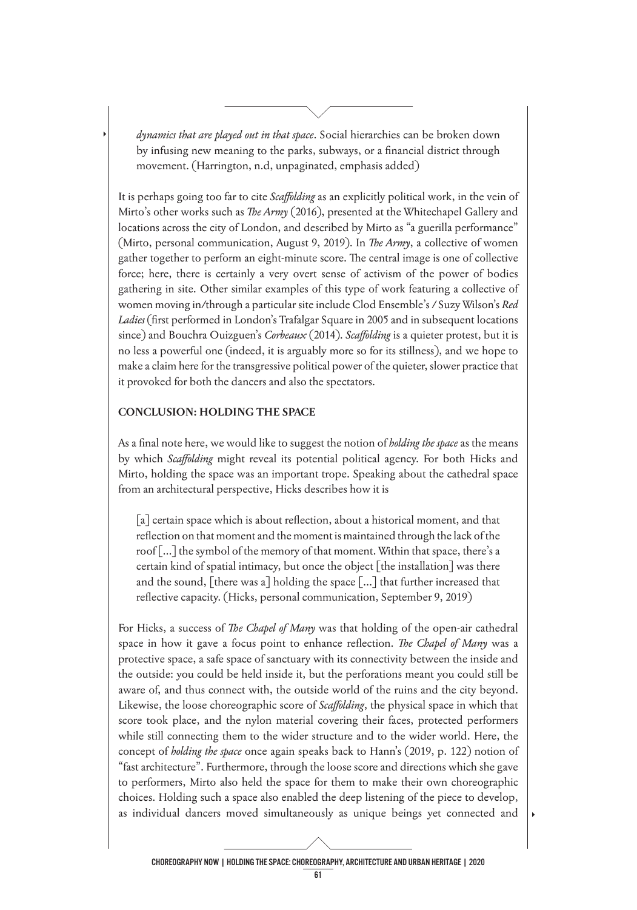> *dynamics that are played out in that space*. Social hierarchies can be broken down by infusing new meaning to the parks, subways, or a financial district through movement. (Harrington, n.d, unpaginated, emphasis added)

It is perhaps going too far to cite *Scaffolding* as an explicitly political work, in the vein of Mirto's other works such as *The Army* (2016), presented at the Whitechapel Gallery and locations across the city of London, and described by Mirto as "a guerilla performance" (Mirto, personal communication, August 9, 2019). In *The Army*, a collective of women gather together to perform an eight-minute score. The central image is one of collective force; here, there is certainly a very overt sense of activism of the power of bodies gathering in site. Other similar examples of this type of work featuring a collective of women moving in/through a particular site include Clod Ensemble's / Suzy Wilson's *Red Ladies* (first performed in London's Trafalgar Square in 2005 and in subsequent locations since) and Bouchra Ouizguen's *Corbeaux* (2014). *Scaffolding* is a quieter protest, but it is no less a powerful one (indeed, it is arguably more so for its stillness), and we hope to make a claim here for the transgressive political power of the quieter, slower practice that it provoked for both the dancers and also the spectators.

## CONCLUSION: HOLDING THE SPACE

As a final note here, we would like to suggest the notion of *holding the space* as the means by which *Scaffolding* might reveal its potential political agency. For both Hicks and Mirto, holding the space was an important trope. Speaking about the cathedral space from an architectural perspective, Hicks describes how it is

> [a] certain space which is about reflection, about a historical moment, and that reflection on that moment and the moment is maintained through the lack of the roof [...] the symbol of the memory of that moment. Within that space, there's a certain kind of spatial intimacy, but once the object [the installation] was there and the sound, [there was a] holding the space [...] that further increased that reflective capacity. (Hicks, personal communication, September 9, 2019)

For Hicks, a success of *The Chapel of Many* was that holding of the open-air cathedral space in how it gave a focus point to enhance reflection. *The Chapel of Many* was a protective space, a safe space of sanctuary with its connectivity between the inside and the outside: you could be held inside it, but the perforations meant you could still be aware of, and thus connect with, the outside world of the ruins and the city beyond. Likewise, the loose choreographic score of *Scaffolding*, the physical space in which that score took place, and the nylon material covering their faces, protected performers while still connecting them to the wider structure and to the wider world. Here, the concept of *holding the space* once again speaks back to Hann's (2019, p. 122) notion of "fast architecture". Furthermore, through the loose score and directions which she gave to performers, Mirto also held the space for them to make their own choreographic choices. Holding such a space also enabled the deep listening of the piece to develop, as individual dancers moved simultaneously as unique beings yet connected and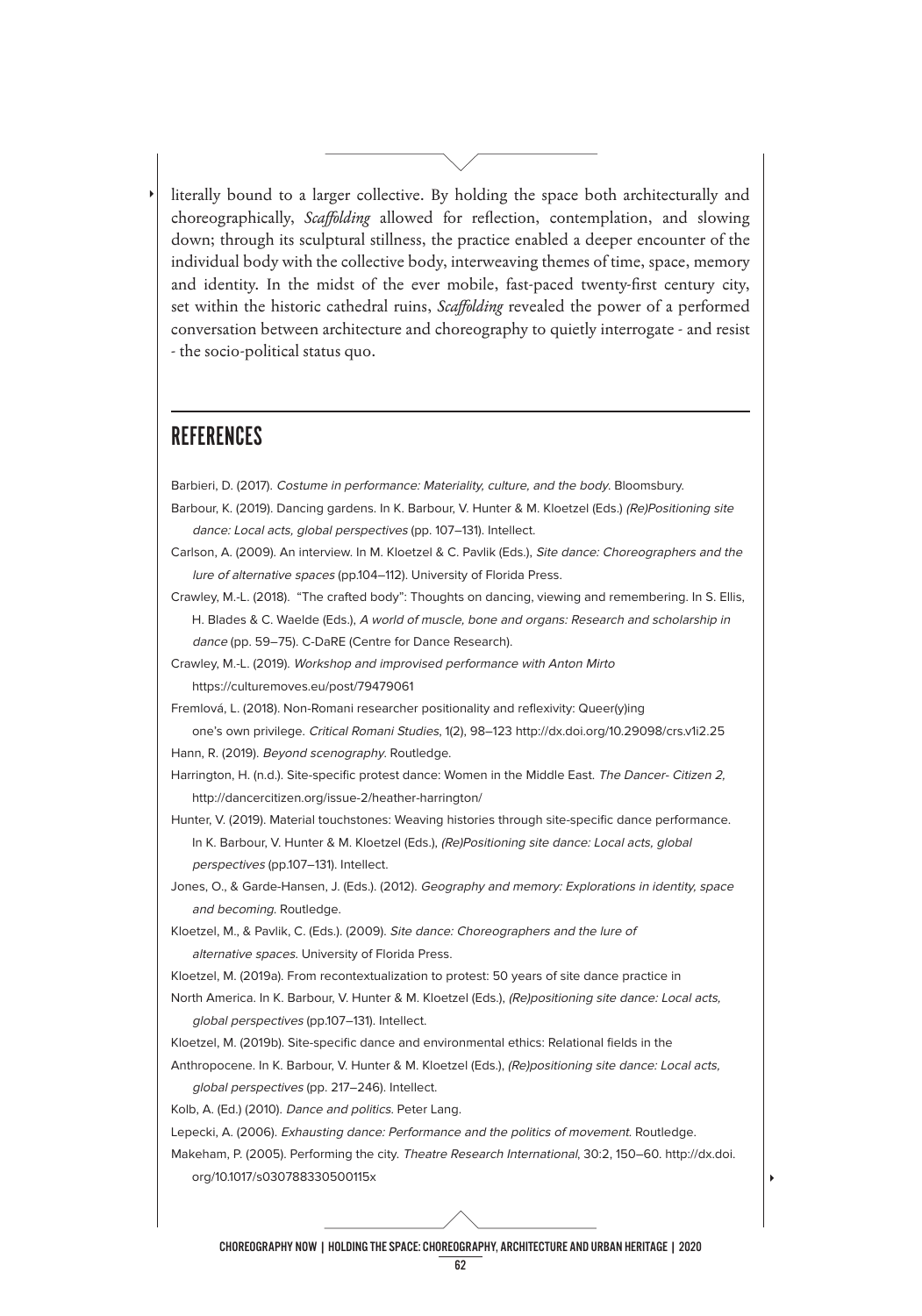literally bound to a larger collective. By holding the space both architecturally and choreographically, *Scaffolding* allowed for reflection, contemplation, and slowing down; through its sculptural stillness, the practice enabled a deeper encounter of the individual body with the collective body, interweaving themes of time, space, memory and identity. In the midst of the ever mobile, fast-paced twenty-first century city, set within the historic cathedral ruins, *Scaffolding* revealed the power of a performed conversation between architecture and choreography to quietly interrogate - and resist - the socio-political status quo.

## REFERENCES

Barbieri, D. (2017). *Costume in performance: Materiality, culture, and the body*. Bloomsbury.

Barbour, K. (2019). Dancing gardens. In K. Barbour, V. Hunter & M. Kloetzel (Eds.) *(Re)Positioning site dance: Local acts, global perspectives* (pp. 107–131). Intellect.

Carlson, A. (2009). An interview. In M. Kloetzel & C. Pavlik (Eds.), *Site dance: Choreographers and the lure of alternative spaces* (pp.104–112). University of Florida Press.

Crawley, M.-L. (2018). "The crafted body": Thoughts on dancing, viewing and remembering. In S. Ellis, H. Blades & C. Waelde (Eds.), *A world of muscle, bone and organs: Research and scholarship in dance* (pp. 59–75). C-DaRE (Centre for Dance Research).

Crawley, M.-L. (2019). *Workshop and improvised performance with Anton Mirto* https://culturemoves.eu/post/79479061

Fremlová, L. (2018). Non-Romani researcher positionality and reflexivity: Queer(y)ing one's own privilege. *Critical Romani Studies*, 1(2), 98–123 http://dx.doi.org/10.29098/crs.v1i2.25

Hann, R. (2019). *Beyond scenography*. Routledge.

Harrington, H. (n.d.). Site-specific protest dance: Women in the Middle East. *The Dancer- Citizen 2*, http://dancercitizen.org/issue-2/heather-harrington/

Hunter, V. (2019). Material touchstones: Weaving histories through site-specific dance performance. In K. Barbour, V. Hunter & M. Kloetzel (Eds.), *(Re)Positioning site dance: Local acts, global perspectives* (pp.107–131). Intellect.

Jones, O., & Garde-Hansen, J. (Eds.). (2012). *Geography and memory: Explorations in identity, space and becoming*. Routledge.

Kloetzel, M., & Pavlik, C. (Eds.). (2009). *Site dance: Choreographers and the lure of alternative spaces*. University of Florida Press.

Kloetzel, M. (2019a). From recontextualization to protest: 50 years of site dance practice in North America. In K. Barbour, V. Hunter & M. Kloetzel (Eds.), *(Re)positioning site dance: Local acts, global perspectives* (pp.107–131). Intellect.

Kloetzel, M. (2019b). Site-specific dance and environmental ethics: Relational fields in the Anthropocene. In K. Barbour, V. Hunter & M. Kloetzel (Eds.), *(Re)positioning site dance: Local acts, global perspectives* (pp. 217–246). Intellect.

Kolb, A. (Ed.) (2010). *Dance and politics*. Peter Lang.

Lepecki, A. (2006). *Exhausting dance: Performance and the politics of movement*. Routledge.

Makeham, P. (2005). Performing the city. *Theatre Research International*, 30:2, 150–60. http://dx.doi.org/10.1017/s030788330500115x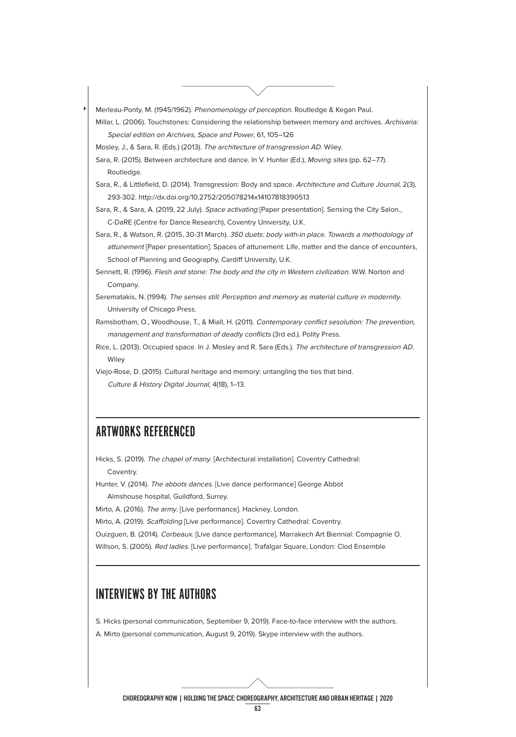Merleau-Ponty, M. (1945/1962). *Phenomenology of perception*. Routledge & Kegan Paul.

Millar, L. (2006). Touchstones: Considering the relationship between memory and archives. *Archivaria: Special edition on Archives, Space and Power*, 61, 105–126

Mosley, J., & Sara, R. (Eds.) (2013). *The architecture of transgression AD*. Wiley.

Sara, R. (2015). Between architecture and dance. In V. Hunter (Ed.), *Moving sites* (pp. 62–77). Routledge.

Sara, R., & Littlefield, D. (2014). Transgression: Body and space. *Architecture and Culture Journal*, 2(3), 293-302. http://dx.doi.org/10.2752/205078214x14107818390513

Sara, R., & Sara, A. (2019, 22 July). *Space activating* [Paper presentation]. Sensing the City Salon., C-DaRE (Centre for Dance Research), Coventry University, U.K.

Sara, R., & Watson, R. (2015, 30-31 March). *350 duets: body with-in place. Towards a methodology of attunement* [Paper presentation]. Spaces of attunement: Life, matter and the dance of encounters, School of Planning and Geography, Cardiff University, U.K.

Sennett, R. (1996). *Flesh and stone: The body and the city in Western civilization.* W.W. Norton and Company.

Serematakis, N. (1994). *The senses still: Perception and memory as material culture in modernity*. University of Chicago Press.

Ramsbotham, O., Woodhouse, T., & Miall, H. (2011). *Contemporary conflict sesolution: The prevention, management and transformation of deadly conflicts* (3rd ed.). Polity Press.

Rice, L. (2013). Occupied space. In J. Mosley and R. Sara (Eds.). *The architecture of transgression AD*. Wiley

Viejo-Rose, D. (2015). Cultural heritage and memory: untangling the ties that bind. *Culture & History Digital Journal*, 4(18), 1–13.

## ARTWORKS REFERENCED

Hicks, S. (2019). *The chapel of many*. [Architectural installation]. Coventry Cathedral: Coventry.

Hunter, V. (2014). *The abbots dances*. [Live dance performance] George Abbot Almshouse hospital, Guildford, Surrey.

Mirto, A. (2016). *The army*. [Live performance]. Hackney, London.

Mirto, A. (2019). *Scaffolding* [Live performance]. Coventry Cathedral: Coventry.

Ouizguen, B. (2014). *Corbeaux*. [Live dance performance]. Marrakech Art Biennial: Compagnie O.

Willson, S. (2005). *Red ladies*. [Live performance]. Trafalgar Square, London: Clod Ensemble

## INTERVIEWS BY THE AUTHORS

S. Hicks (personal communication, September 9, 2019). Face-to-face interview with the authors.

A. Mirto (personal communication, August 9, 2019). Skype interview with the authors.